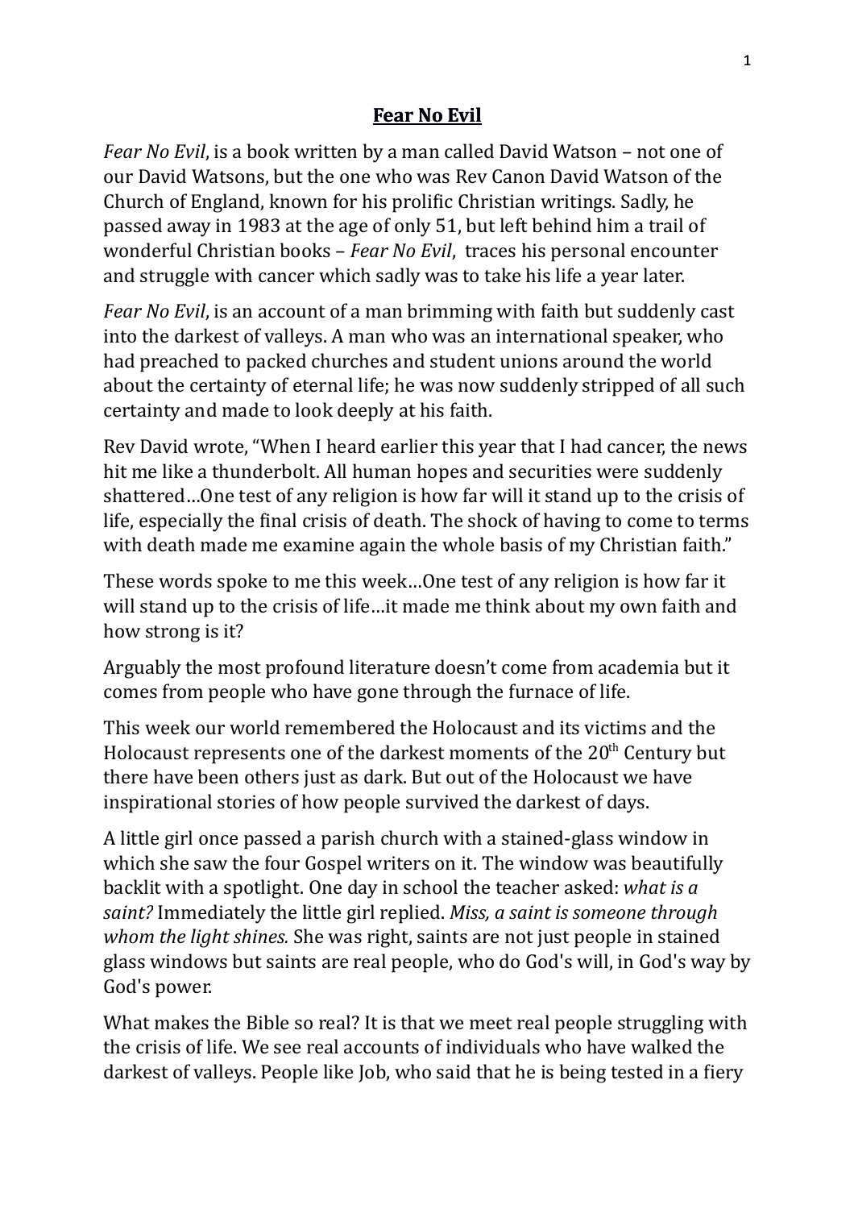# **Fear No Evil**

*Fear No Evil*, is a book written by a man called David Watson – not one of our David Watsons, but the one who was Rev Canon David Watson of the Church of England, known for his prolific Christian writings. Sadly, he passed away in 1983 at the age of only 51, but left behind him a trail of wonderful Christian books – *Fear No Evil*, traces his personal encounter and struggle with cancer which sadly was to take his life a year later.

*Fear No Evil*, is an account of a man brimming with faith but suddenly cast into the darkest of valleys. A man who was an international speaker, who had preached to packed churches and student unions around the world about the certainty of eternal life; he was now suddenly stripped of all such certainty and made to look deeply at his faith.

Rev David wrote, "When I heard earlier this year that I had cancer, the news hit me like a thunderbolt. All human hopes and securities were suddenly shattered…One test of any religion is how far will it stand up to the crisis of life, especially the final crisis of death. The shock of having to come to terms with death made me examine again the whole basis of my Christian faith."

These words spoke to me this week…One test of any religion is how far it will stand up to the crisis of life…it made me think about my own faith and how strong is it?

Arguably the most profound literature doesn't come from academia but it comes from people who have gone through the furnace of life.

This week our world remembered the Holocaust and its victims and the Holocaust represents one of the darkest moments of the 20th Century but there have been others just as dark. But out of the Holocaust we have inspirational stories of how people survived the darkest of days.

A little girl once passed a parish church with a stained-glass window in which she saw the four Gospel writers on it. The window was beautifully backlit with a spotlight. One day in school the teacher asked: *what is a saint?* Immediately the little girl replied. *Miss, a saint is someone through whom the light shines.* She was right, saints are not just people in stained glass windows but saints are real people, who do God's will, in God's way by God's power.

What makes the Bible so real? It is that we meet real people struggling with the crisis of life. We see real accounts of individuals who have walked the darkest of valleys. People like Job, who said that he is being tested in a fiery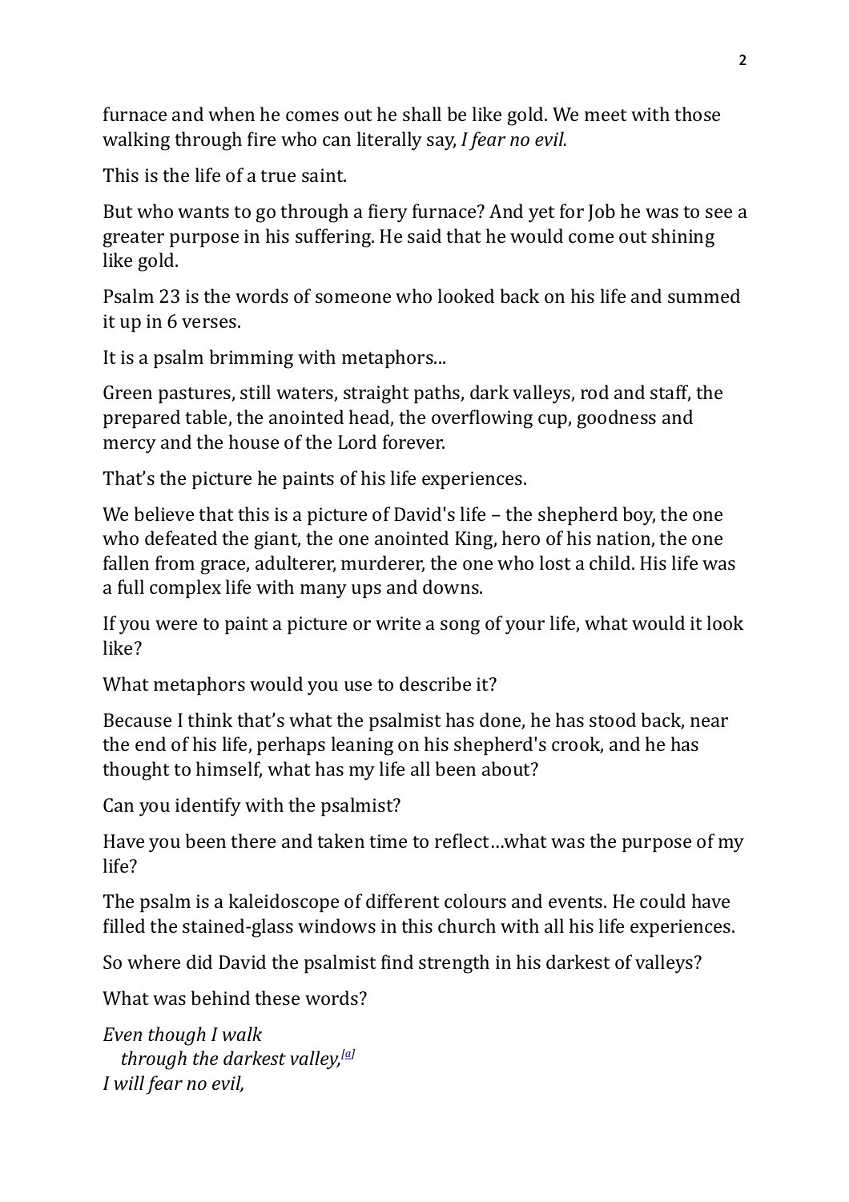furnace and when he comes out he shall be like gold. We meet with those walking through fire who can literally say, *I fear no evil.*

This is the life of a true saint.

But who wants to go through a fiery furnace? And yet for Job he was to see a greater purpose in his suffering. He said that he would come out shining like gold.

Psalm 23 is the words of someone who looked back on his life and summed it up in 6 verses.

It is a psalm brimming with metaphors...

Green pastures, still waters, straight paths, dark valleys, rod and staff, the prepared table, the anointed head, the overflowing cup, goodness and mercy and the house of the Lord forever.

That's the picture he paints of his life experiences.

We believe that this is a picture of David's life – the shepherd boy, the one who defeated the giant, the one anointed King, hero of his nation, the one fallen from grace, adulterer, murderer, the one who lost a child. His life was a full complex life with many ups and downs.

If you were to paint a picture or write a song of your life, what would it look like?

What metaphors would you use to describe it?

Because I think that's what the psalmist has done, he has stood back, near the end of his life, perhaps leaning on his shepherd's crook, and he has thought to himself, what has my life all been about?

Can you identify with the psalmist?

Have you been there and taken time to reflect…what was the purpose of my life?

The psalm is a kaleidoscope of different colours and events. He could have filled the stained-glass windows in this church with all his life experiences.

So where did David the psalmist find strength in his darkest of valleys?

What was behind these words?

*Even though I walk*
   *through the darkest valley,*[a]
*I will fear no evil,*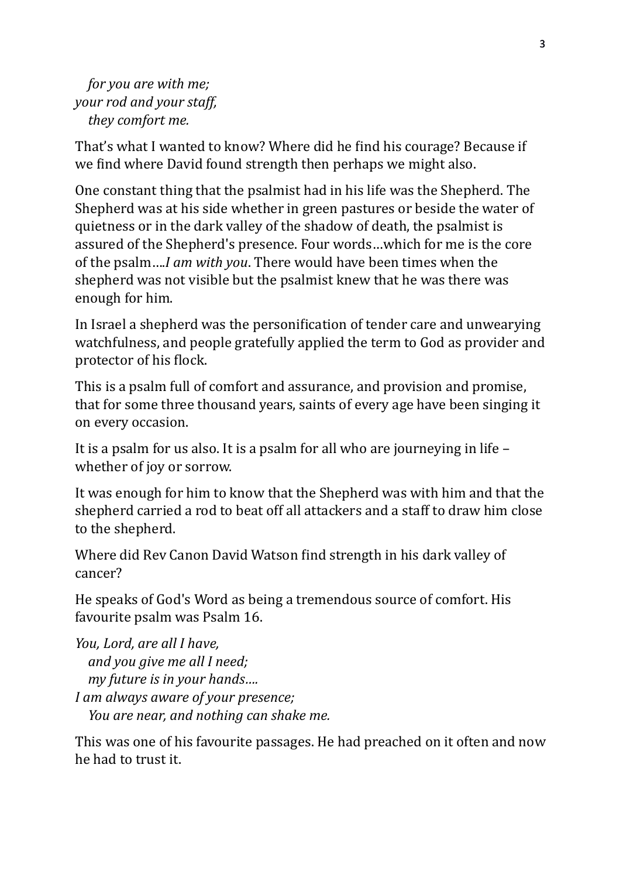*for you are with me;*  
*your rod and your staff,*  
*they comfort me.*

That's what I wanted to know? Where did he find his courage? Because if we find where David found strength then perhaps we might also.

One constant thing that the psalmist had in his life was the Shepherd. The Shepherd was at his side whether in green pastures or beside the water of quietness or in the dark valley of the shadow of death, the psalmist is assured of the Shepherd's presence. Four words…which for me is the core of the psalm….*I am with you*. There would have been times when the shepherd was not visible but the psalmist knew that he was there was enough for him.

In Israel a shepherd was the personification of tender care and unwearying watchfulness, and people gratefully applied the term to God as provider and protector of his flock.

This is a psalm full of comfort and assurance, and provision and promise, that for some three thousand years, saints of every age have been singing it on every occasion.

It is a psalm for us also. It is a psalm for all who are journeying in life – whether of joy or sorrow.

It was enough for him to know that the Shepherd was with him and that the shepherd carried a rod to beat off all attackers and a staff to draw him close to the shepherd.

Where did Rev Canon David Watson find strength in his dark valley of cancer?

He speaks of God's Word as being a tremendous source of comfort. His favourite psalm was Psalm 16.

*You, Lord, are all I have,*  
*and you give me all I need;*  
*my future is in your hands….*  
*I am always aware of your presence;*  
*You are near, and nothing can shake me.*

This was one of his favourite passages. He had preached on it often and now he had to trust it.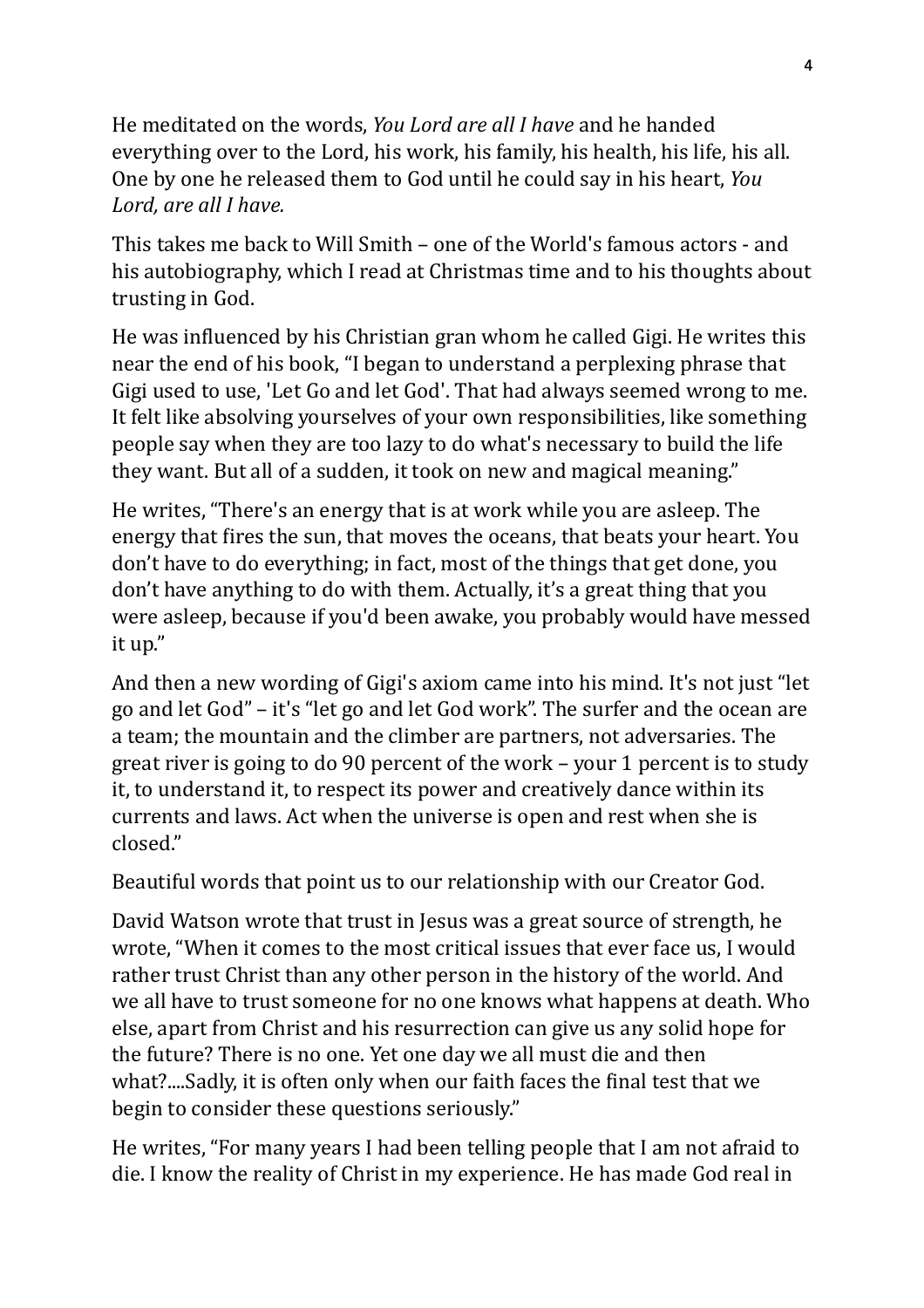He meditated on the words, *You Lord are all I have* and he handed everything over to the Lord, his work, his family, his health, his life, his all. One by one he released them to God until he could say in his heart, *You Lord, are all I have.*

This takes me back to Will Smith – one of the World's famous actors - and his autobiography, which I read at Christmas time and to his thoughts about trusting in God.

He was influenced by his Christian gran whom he called Gigi. He writes this near the end of his book, "I began to understand a perplexing phrase that Gigi used to use, 'Let Go and let God'. That had always seemed wrong to me. It felt like absolving yourselves of your own responsibilities, like something people say when they are too lazy to do what's necessary to build the life they want. But all of a sudden, it took on new and magical meaning."

He writes, "There's an energy that is at work while you are asleep. The energy that fires the sun, that moves the oceans, that beats your heart. You don't have to do everything; in fact, most of the things that get done, you don't have anything to do with them. Actually, it's a great thing that you were asleep, because if you'd been awake, you probably would have messed it up."

And then a new wording of Gigi's axiom came into his mind. It's not just "let go and let God" – it's "let go and let God work". The surfer and the ocean are a team; the mountain and the climber are partners, not adversaries. The great river is going to do 90 percent of the work – your 1 percent is to study it, to understand it, to respect its power and creatively dance within its currents and laws. Act when the universe is open and rest when she is closed."

Beautiful words that point us to our relationship with our Creator God.

David Watson wrote that trust in Jesus was a great source of strength, he wrote, "When it comes to the most critical issues that ever face us, I would rather trust Christ than any other person in the history of the world. And we all have to trust someone for no one knows what happens at death. Who else, apart from Christ and his resurrection can give us any solid hope for the future? There is no one. Yet one day we all must die and then what?....Sadly, it is often only when our faith faces the final test that we begin to consider these questions seriously."

He writes, "For many years I had been telling people that I am not afraid to die. I know the reality of Christ in my experience. He has made God real in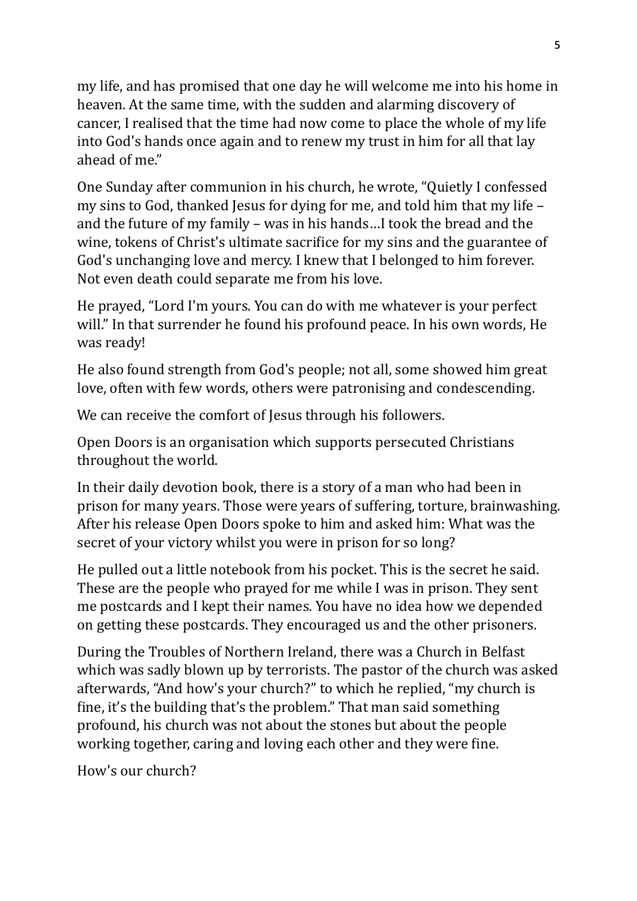my life, and has promised that one day he will welcome me into his home in heaven. At the same time, with the sudden and alarming discovery of cancer, I realised that the time had now come to place the whole of my life into God's hands once again and to renew my trust in him for all that lay ahead of me."

One Sunday after communion in his church, he wrote, "Quietly I confessed my sins to God, thanked Jesus for dying for me, and told him that my life – and the future of my family – was in his hands…I took the bread and the wine, tokens of Christ's ultimate sacrifice for my sins and the guarantee of God's unchanging love and mercy. I knew that I belonged to him forever. Not even death could separate me from his love.

He prayed, "Lord I'm yours. You can do with me whatever is your perfect will." In that surrender he found his profound peace. In his own words, He was ready!

He also found strength from God's people; not all, some showed him great love, often with few words, others were patronising and condescending.

We can receive the comfort of Jesus through his followers.

Open Doors is an organisation which supports persecuted Christians throughout the world.

In their daily devotion book, there is a story of a man who had been in prison for many years. Those were years of suffering, torture, brainwashing. After his release Open Doors spoke to him and asked him: What was the secret of your victory whilst you were in prison for so long?

He pulled out a little notebook from his pocket. This is the secret he said. These are the people who prayed for me while I was in prison. They sent me postcards and I kept their names. You have no idea how we depended on getting these postcards. They encouraged us and the other prisoners.

During the Troubles of Northern Ireland, there was a Church in Belfast which was sadly blown up by terrorists. The pastor of the church was asked afterwards, "And how's your church?" to which he replied, "my church is fine, it's the building that's the problem." That man said something profound, his church was not about the stones but about the people working together, caring and loving each other and they were fine.

How's our church?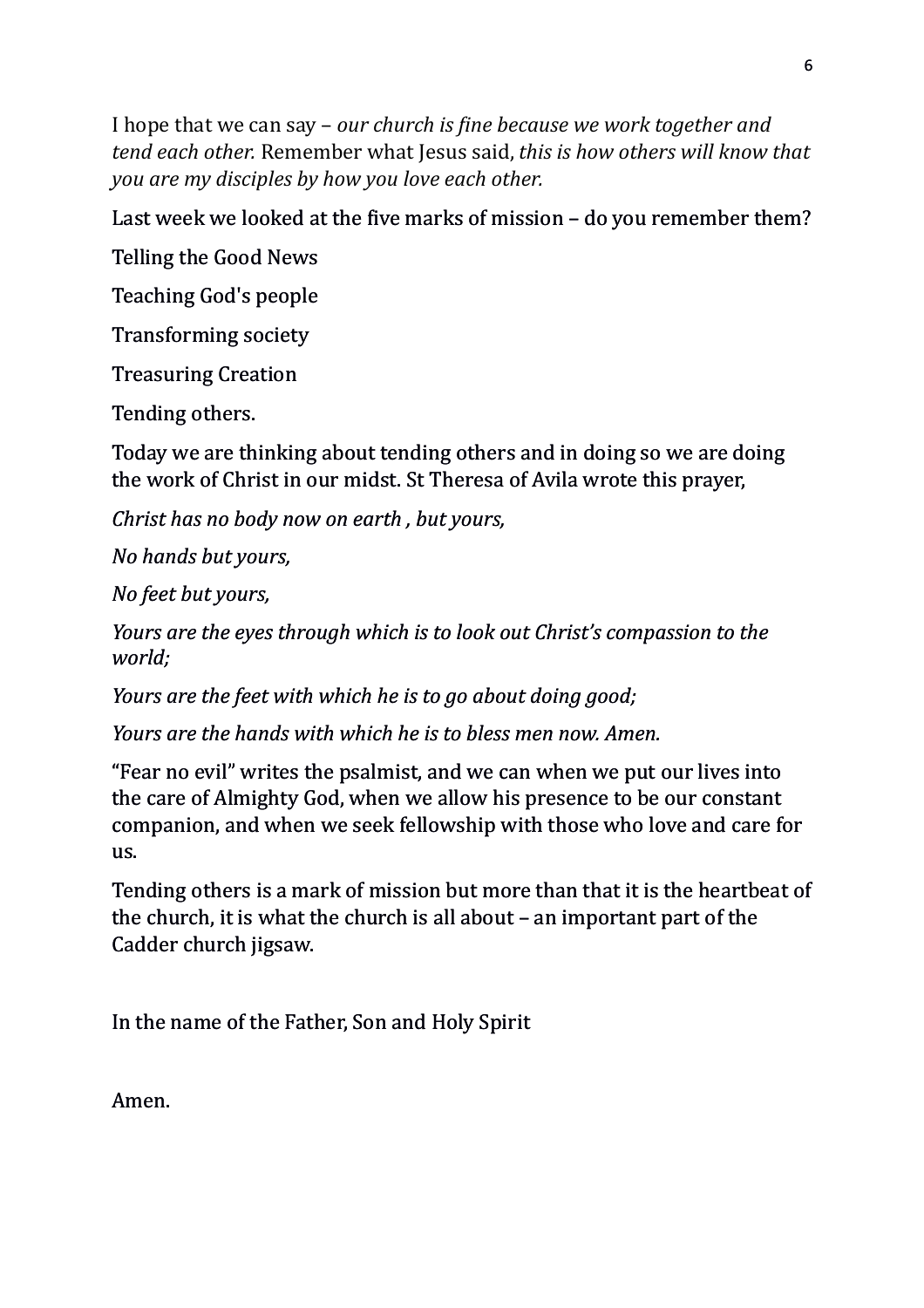I hope that we can say – *our church is fine because we work together and tend each other.* Remember what Jesus said, *this is how others will know that you are my disciples by how you love each other.*

Last week we looked at the five marks of mission – do you remember them?

Telling the Good News

Teaching God's people

Transforming society

Treasuring Creation

Tending others.

Today we are thinking about tending others and in doing so we are doing the work of Christ in our midst. St Theresa of Avila wrote this prayer,

*Christ has no body now on earth , but yours,*

*No hands but yours,*

*No feet but yours,*

*Yours are the eyes through which is to look out Christ's compassion to the world;*

*Yours are the feet with which he is to go about doing good;*

*Yours are the hands with which he is to bless men now. Amen.*

"Fear no evil" writes the psalmist, and we can when we put our lives into the care of Almighty God, when we allow his presence to be our constant companion, and when we seek fellowship with those who love and care for us.

Tending others is a mark of mission but more than that it is the heartbeat of the church, it is what the church is all about – an important part of the Cadder church jigsaw.

In the name of the Father, Son and Holy Spirit

Amen.